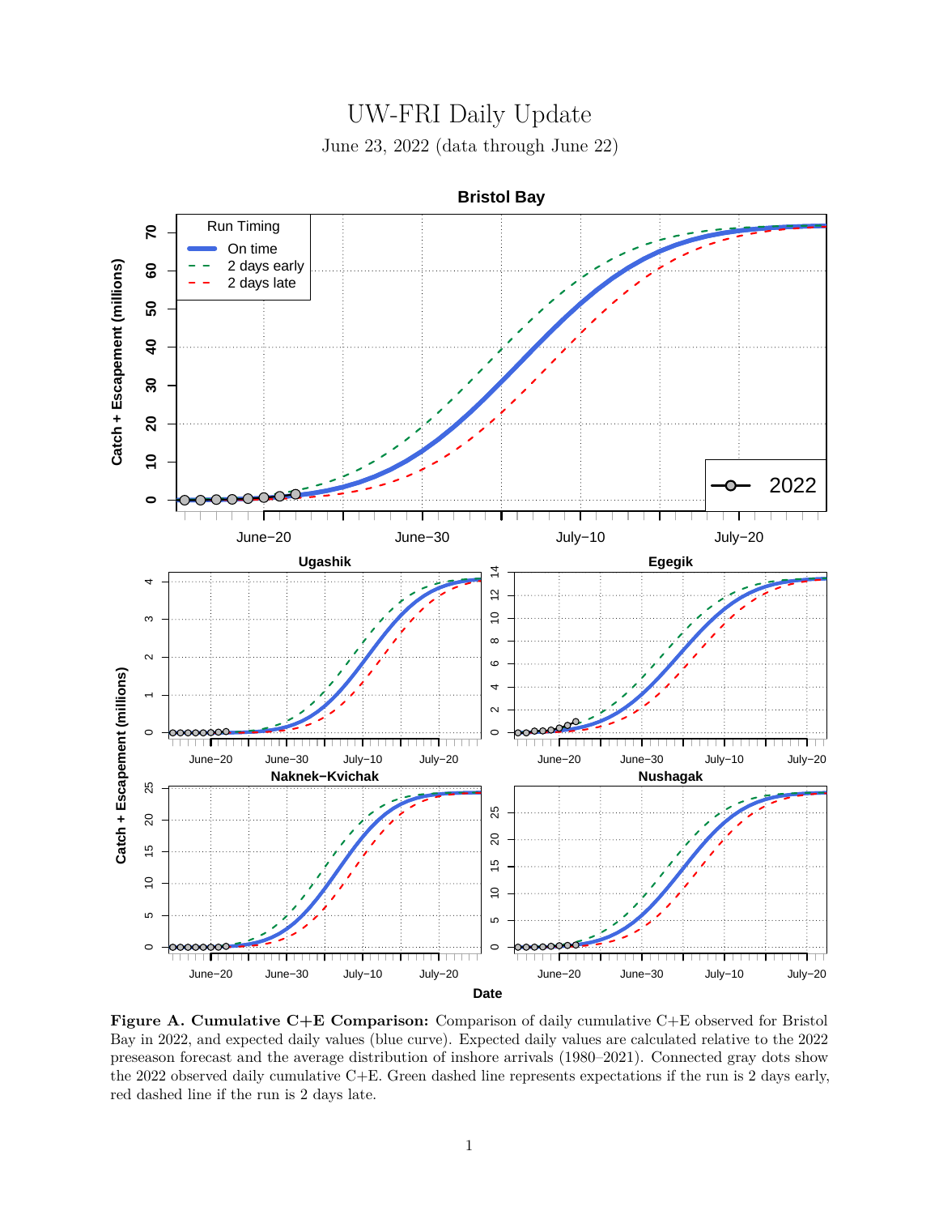# UW-FRI Daily Update

June 23, 2022 (data through June 22)

**Figure A. Cumulative C+E Comparison:** Comparison of daily cumulative C+E observed for Bristol Bay in 2022, and expected daily values (blue curve). Expected daily values are calculated relative to the 2022 preseason forecast and the average distribution of inshore arrivals (1980–2021). Connected gray dots show the 2022 observed daily cumulative C+E. Green dashed line represents expectations if the run is 2 days early, red dashed line if the run is 2 days late.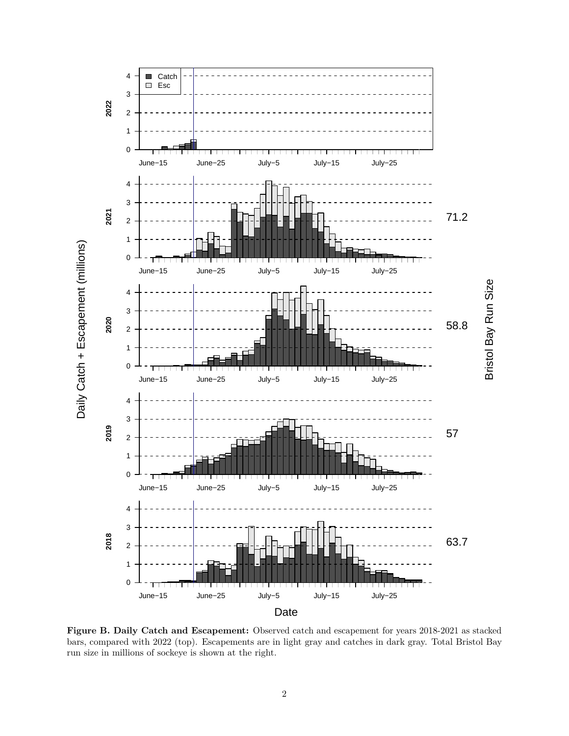**Figure B. Daily Catch and Escapement:** Observed catch and escapement for years 2018-2021 as stacked bars, compared with 2022 (top). Escapements are in light gray and catches in dark gray. Total Bristol Bay run size in millions of sockeye is shown at the right.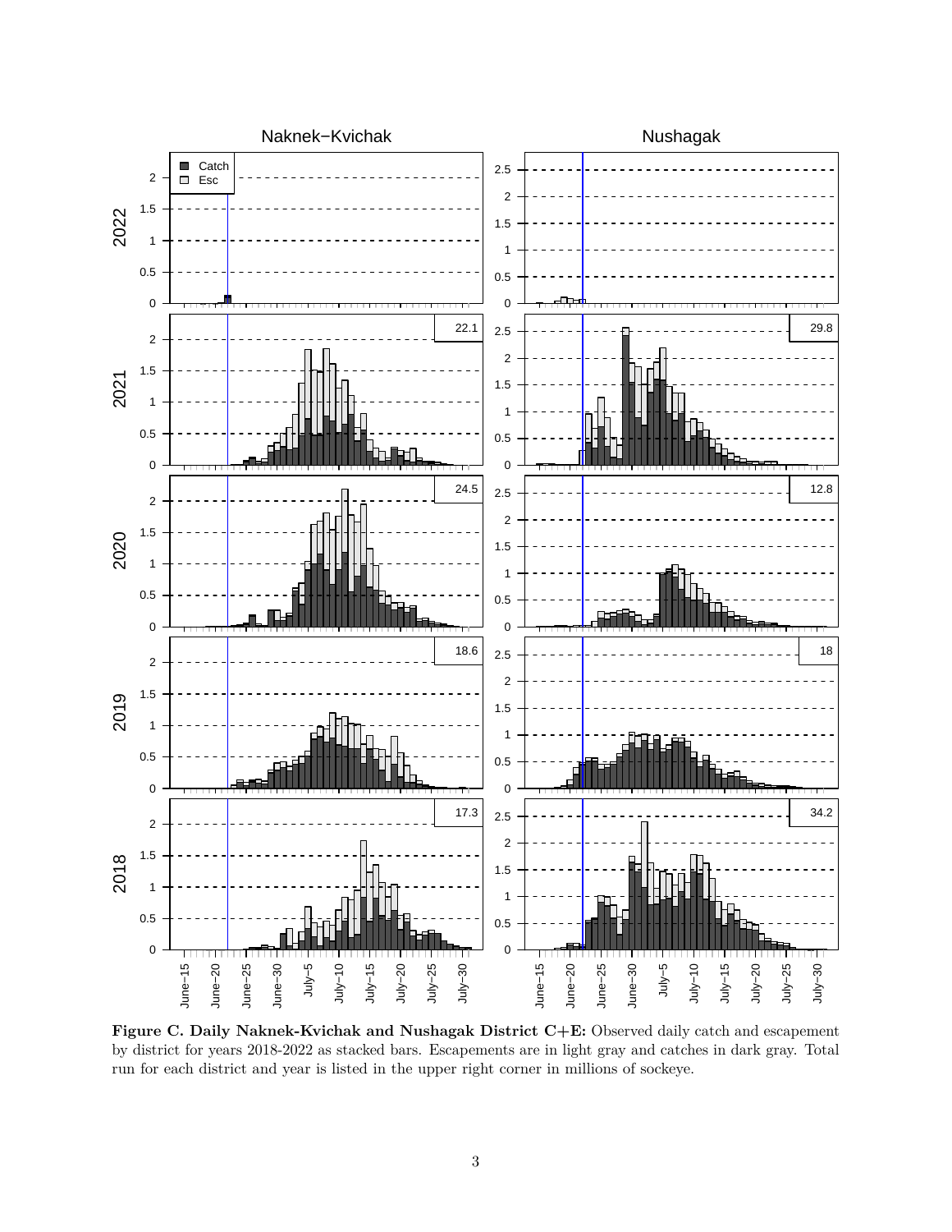**Figure C. Daily Naknek-Kvichak and Nushagak District C+E:** Observed daily catch and escapement by district for years 2018-2022 as stacked bars. Escapements are in light gray and catches in dark gray. Total run for each district and year is listed in the upper right corner in millions of sockeye.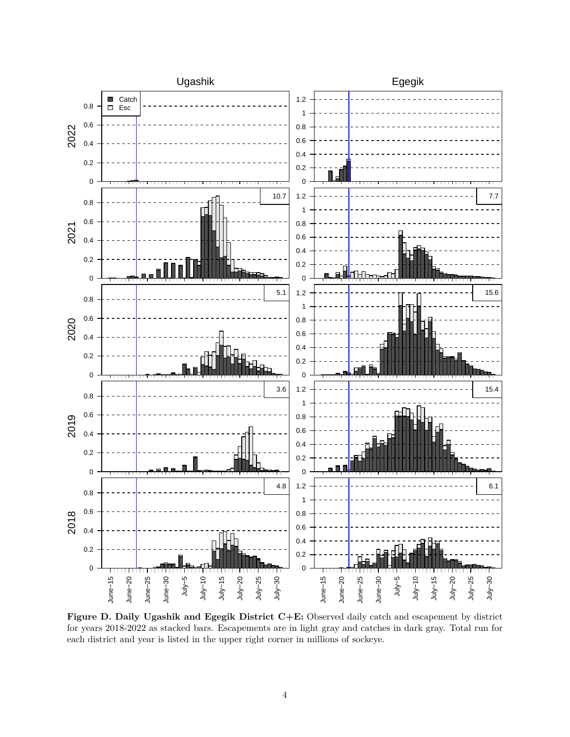**Figure D. Daily Ugashik and Egegik District C+E:** Observed daily catch and escapement by district for years 2018-2022 as stacked bars. Escapements are in light gray and catches in dark gray. Total run for each district and year is listed in the upper right corner in millions of sockeye.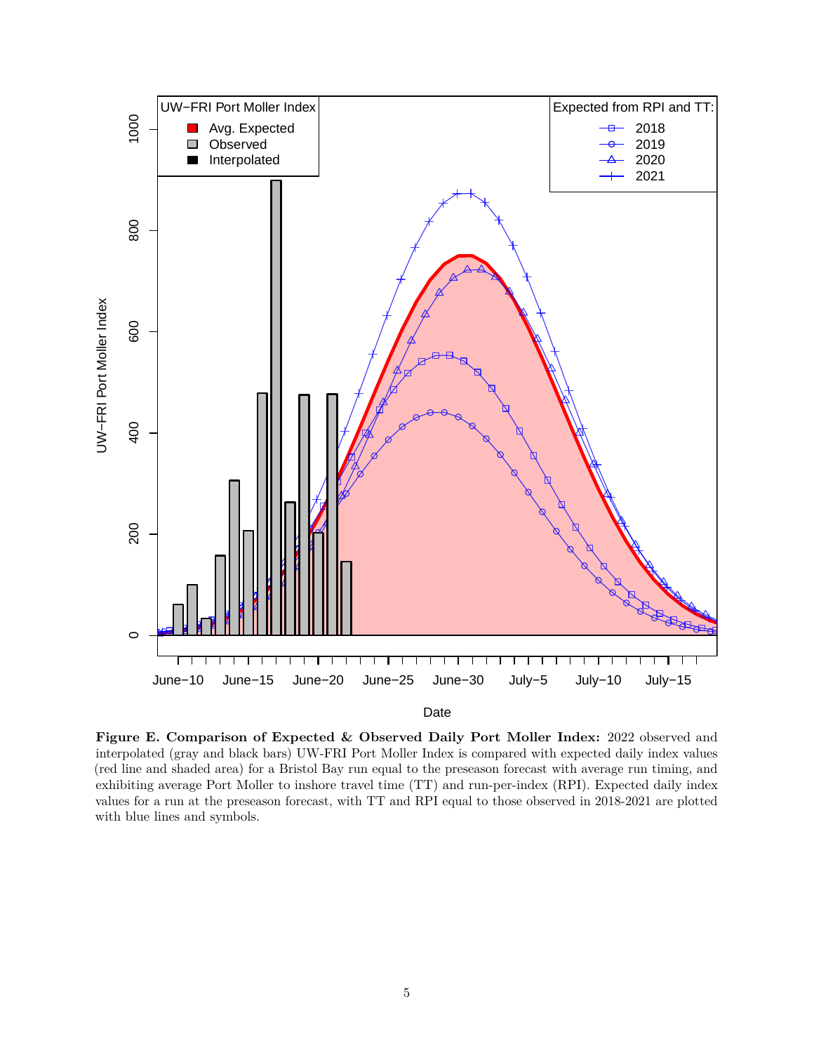**Figure E. Comparison of Expected & Observed Daily Port Moller Index:** 2022 observed and interpolated (gray and black bars) UW-FRI Port Moller Index is compared with expected daily index values (red line and shaded area) for a Bristol Bay run equal to the preseason forecast with average run timing, and exhibiting average Port Moller to inshore travel time (TT) and run-per-index (RPI). Expected daily index values for a run at the preseason forecast, with TT and RPI equal to those observed in 2018-2021 are plotted with blue lines and symbols.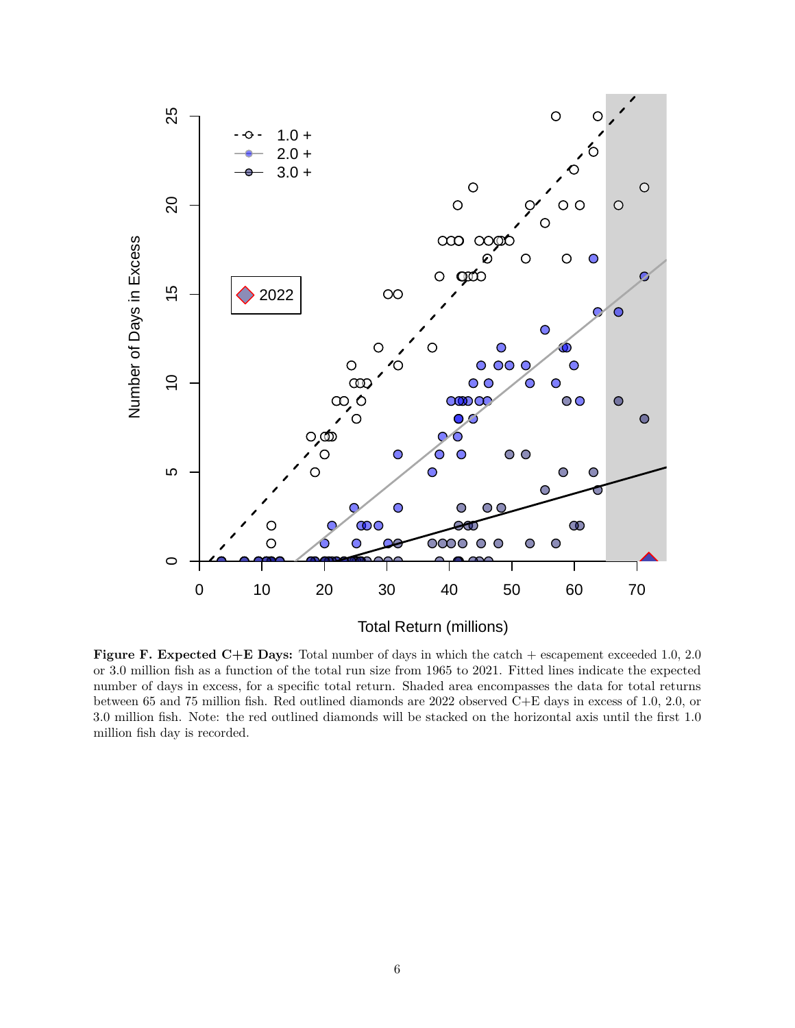**Figure F. Expected C+E Days:** Total number of days in which the catch + escapement exceeded 1.0, 2.0 or 3.0 million fish as a function of the total run size from 1965 to 2021. Fitted lines indicate the expected number of days in excess, for a specific total return. Shaded area encompasses the data for total returns between 65 and 75 million fish. Red outlined diamonds are 2022 observed C+E days in excess of 1.0, 2.0, or 3.0 million fish. Note: the red outlined diamonds will be stacked on the horizontal axis until the first 1.0 million fish day is recorded.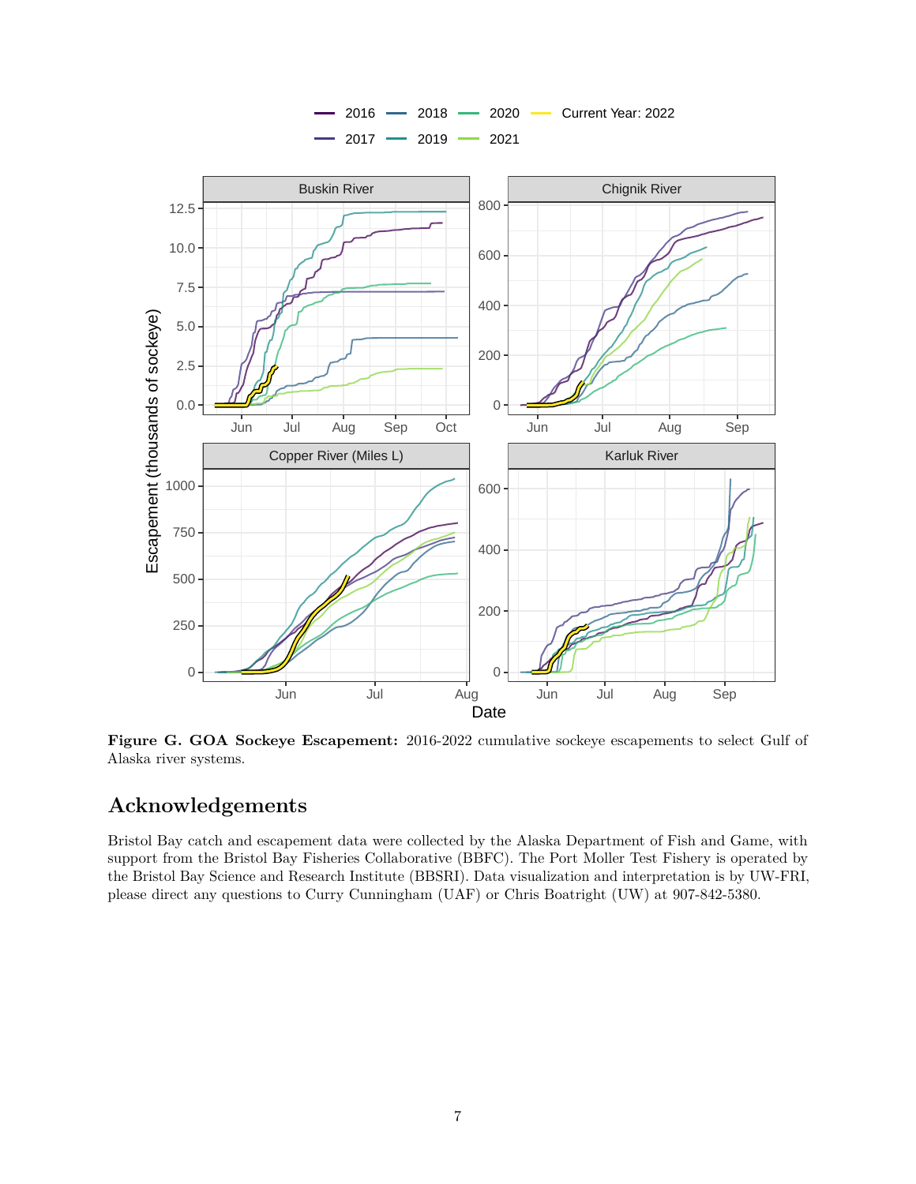2016
2017
2018
2019
2020
2021
Current Year: 2022

Buskin River
Chignik River
Copper River (Miles L)
Karluk River

Escapement (thousands of sockeye)

12.5
10.0
7.5
5.0
2.5
0.0
Jun Jul Aug Sep Oct

800
600
400
200
0
Jun Jul Aug Sep

1000
750
500
250
0
Jun Jul Aug

600
400
200
0
Jun Jul Aug Sep

Date

**Figure G. GOA Sockeye Escapement:** 2016-2022 cumulative sockeye escapements to select Gulf of Alaska river systems.

## Acknowledgements

Bristol Bay catch and escapement data were collected by the Alaska Department of Fish and Game, with support from the Bristol Bay Fisheries Collaborative (BBFC). The Port Moller Test Fishery is operated by the Bristol Bay Science and Research Institute (BBSRI). Data visualization and interpretation is by UW-FRI, please direct any questions to Curry Cunningham (UAF) or Chris Boatright (UW) at 907-842-5380.